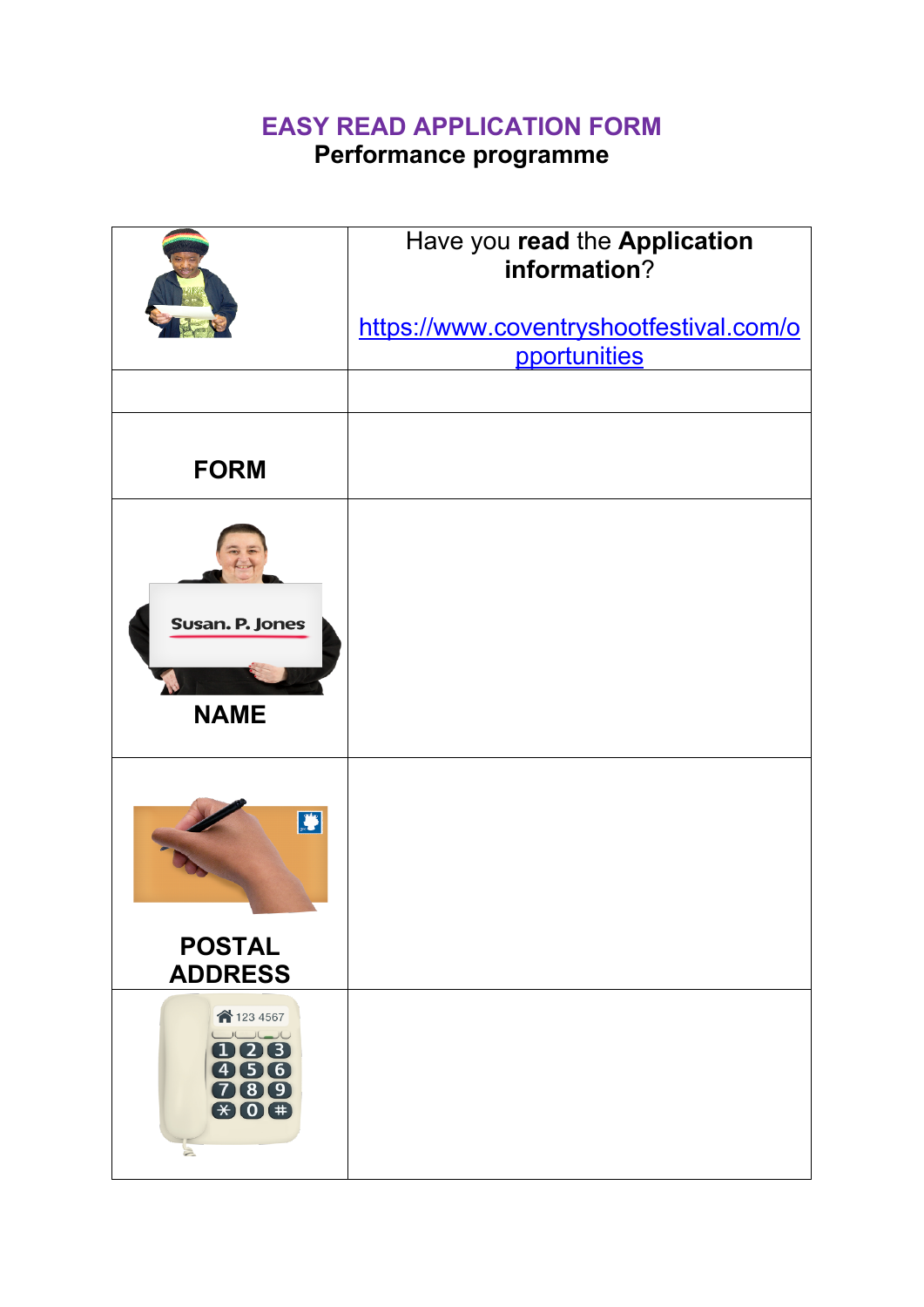# EASY READ APPLICATION FORM

## Performance programme

| | Have you **read** the **Application information**?<br><br>https://www.coventryshootfestival.com/opportunities |
|---|---|
| | |
| **FORM** | |
| Susan. P. Jones<br>**NAME** | |
| **POSTAL ADDRESS** | |
| 123 4567 | |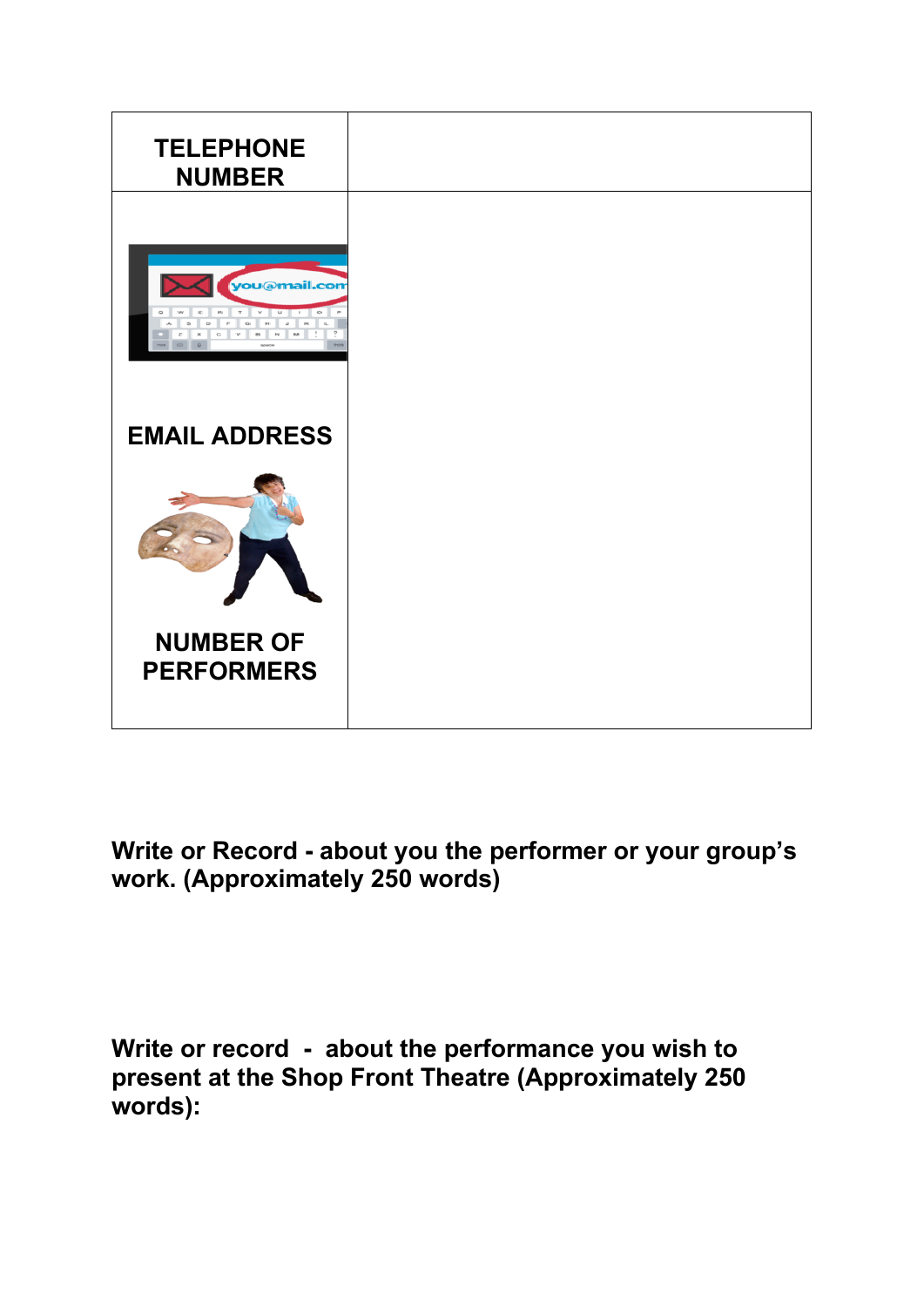| TELEPHONE NUMBER | |
|---|---|
| EMAIL ADDRESS | |
| NUMBER OF PERFORMERS | |

**Write or Record - about you the performer or your group's work. (Approximately 250 words)**

**Write or record - about the performance you wish to present at the Shop Front Theatre (Approximately 250 words):**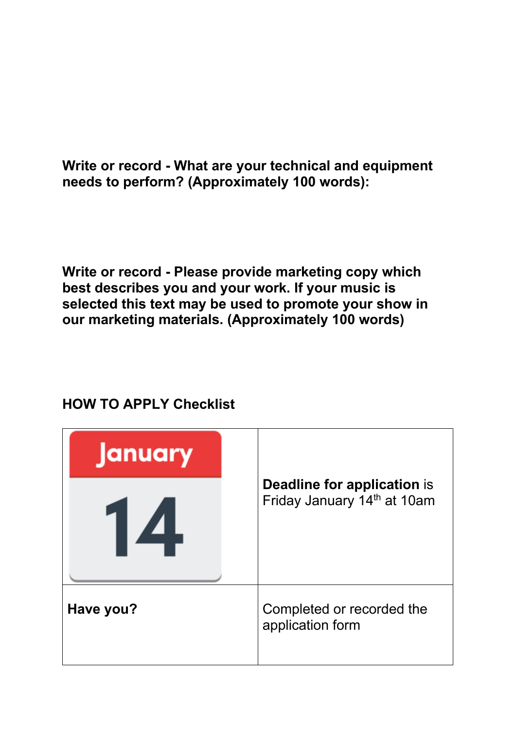**Write or record - What are your technical and equipment needs to perform? (Approximately 100 words):**

**Write or record - Please provide marketing copy which best describes you and your work. If your music is selected this text may be used to promote your show in our marketing materials. (Approximately 100 words)**

**HOW TO APPLY Checklist**

| January 14 | **Deadline for application** is Friday January 14th at 10am |
|---|---|
| **Have you?** | Completed or recorded the application form |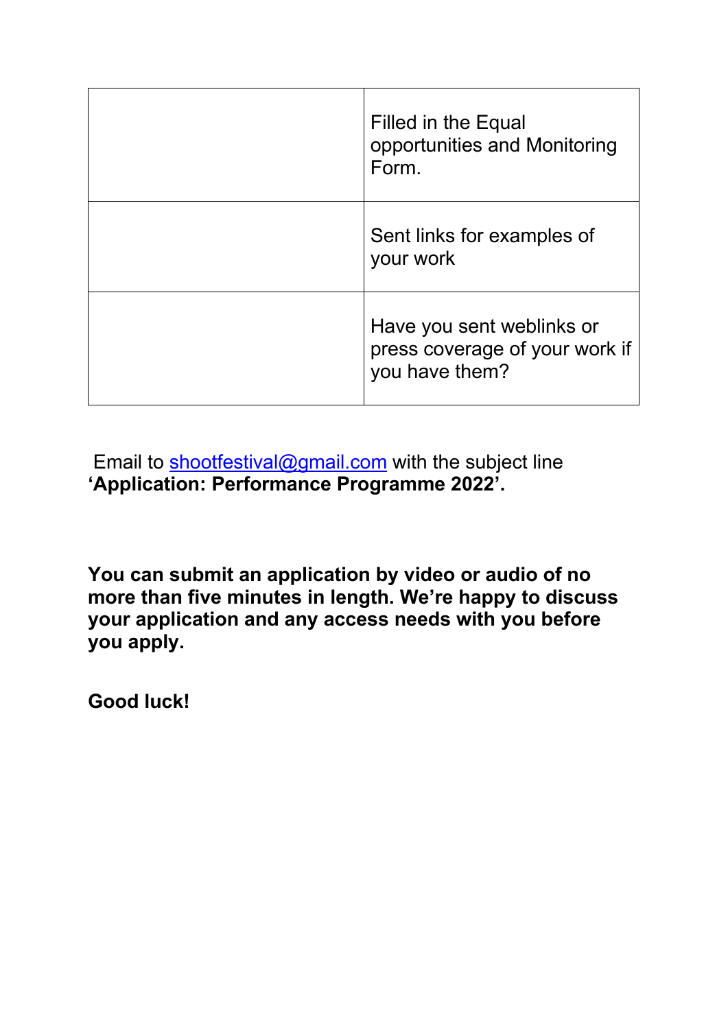| | |
|---|---|
| | Filled in the Equal opportunities and Monitoring Form. |
| | Sent links for examples of your work |
| | Have you sent weblinks or press coverage of your work if you have them? |

Email to shootfestival@gmail.com with the subject line **'Application: Performance Programme 2022'.**

**You can submit an application by video or audio of no more than five minutes in length. We're happy to discuss your application and any access needs with you before you apply.**

**Good luck!**